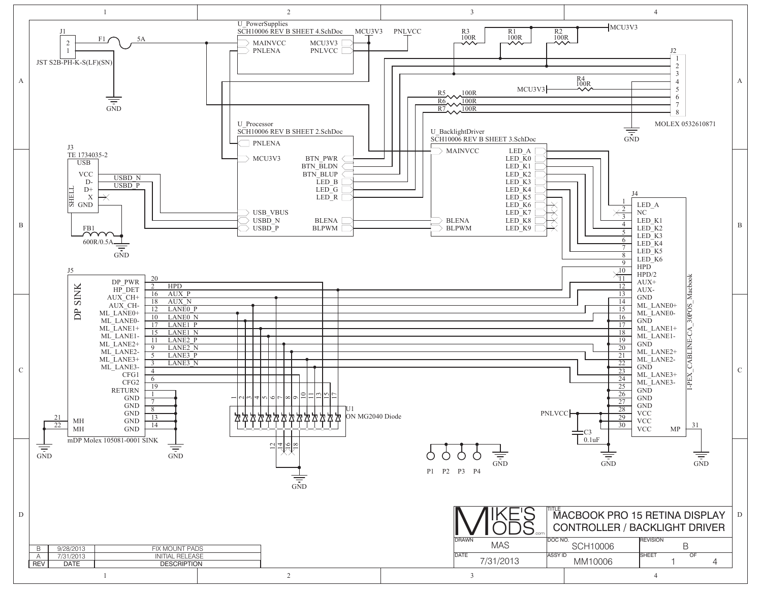# MACBOOK PRO 15 RETINA DISPLAY CONTROLLER / BACKLIGHT DRIVER

## Components and Sheets

**J1** – JST S2B-PH-K-S(LF)(SN)
- Pin 2 → F1 (5A) → MAINVCC
- Pin 1 → GND

**U_PowerSupplies** – SCH10006 REV B SHEET 4.SchDoc
- MAINVCC
- PNLENA
- MCU3V3 → MCU3V3
- PNLVCC → PNLVCC

**U_Processor** – SCH10006 REV B SHEET 2.SchDoc
- PNLENA
- MCU3V3
- USB_VBUS
- USBD_N
- USBD_P
- BTN_PWR
- BTN_BLDN
- BTN_BLUP
- LED_B
- LED_G
- LED_R
- BLENA
- BLPWM

**U_BacklightDriver** – SCH10006 REV B SHEET 3.SchDoc
- MAINVCC
- BLENA
- BLPWM
- LED_A
- LED_K0
- LED_K1
- LED_K2
- LED_K3
- LED_K4
- LED_K5
- LED_K6
- LED_K7
- LED_K8
- LED_K9

**J2** – MOLEX 0532610871 (pins 1–8)
- R3 100R, R1 100R, R2 100R (pull-ups to MCU3V3)
- R4 100R (MCU3V3 → pin 5)
- R5 100R, R6 100R, R7 100R (pins 6, 7, 8)
- GND

**J3** – TE 1734035-2 (USB)
- VCC, D-, D+, X, GND, SHELL
- USBD_N, USBD_P
- FB1 600R/0.5A → GND

**J4** – I-PEX_CABLINE-CA_30POS_Macbook

| Pin | Signal |
|---|---|
| 1 | LED_A |
| 2 | NC |
| 3 | LED_K1 |
| 4 | LED_K2 |
| 5 | LED_K3 |
| 6 | LED_K4 |
| 7 | LED_K5 |
| 8 | LED_K6 |
| 9 | HPD |
| 10 | HPD/2 |
| 11 | AUX+ |
| 12 | AUX- |
| 13 | GND |
| 14 | ML_LANE0+ |
| 15 | ML_LANE0- |
| 16 | GND |
| 17 | ML_LANE1+ |
| 18 | ML_LANE1- |
| 19 | GND |
| 20 | ML_LANE2+ |
| 21 | ML_LANE2- |
| 22 | GND |
| 23 | ML_LANE3+ |
| 24 | ML_LANE3- |
| 25 | GND |
| 26 | GND |
| 27 | GND |
| 28 | VCC |
| 29 | VCC |
| 30 | VCC |
| 31 | MP |

- PNLVCC → VCC; C3 0.1uF → GND

**J5** – mDP Molex 105081-0001 SINK (DP SINK)

| Pin | Signal | Net |
|---|---|---|
| 20 | DP_PWR | |
| 2 | HP_DET | HPD |
| 16 | AUX_CH+ | AUX_P |
| 18 | AUX_CH- | AUX_N |
| 12 | ML_LANE0+ | LANE0_P |
| 10 | ML_LANE0- | LANE0_N |
| 17 | ML_LANE1+ | LANE1_P |
| 15 | ML_LANE1- | LANE1_N |
| 11 | ML_LANE2+ | LANE2_P |
| 9 | ML_LANE2- | LANE2_N |
| 5 | ML_LANE3+ | LANE3_P |
| 3 | ML_LANE3- | LANE3_N |
| 4 | CFG1 | |
| 6 | CFG2 | |
| 19 | RETURN | |
| 1 | GND | |
| 7 | GND | |
| 8 | GND | |
| 13 | GND | |
| 14 | GND | |
| 21 | MH | GND |
| 22 | MH | GND |

**U1** – ON MG2040 Diode (pins 1–18; pins 12, 14, 16, 18 → GND)

**P1, P2, P3, P4** – GND

## Revision History

| REV | DATE | DESCRIPTION |
|---|---|---|
| B | 9/28/2013 | FIX MOUNT PADS |
| A | 7/31/2013 | INITIAL RELEASE |

## Title Block

| | |
|---|---|
| TITLE | MACBOOK PRO 15 RETINA DISPLAY CONTROLLER / BACKLIGHT DRIVER |
| DRAWN | MAS |
| DATE | 7/31/2013 |
| DOC NO. | SCH10006 |
| ASSY ID | MM10006 |
| REVISION | B |
| SHEET | 1 OF 4 |

MIKE'S MODS .com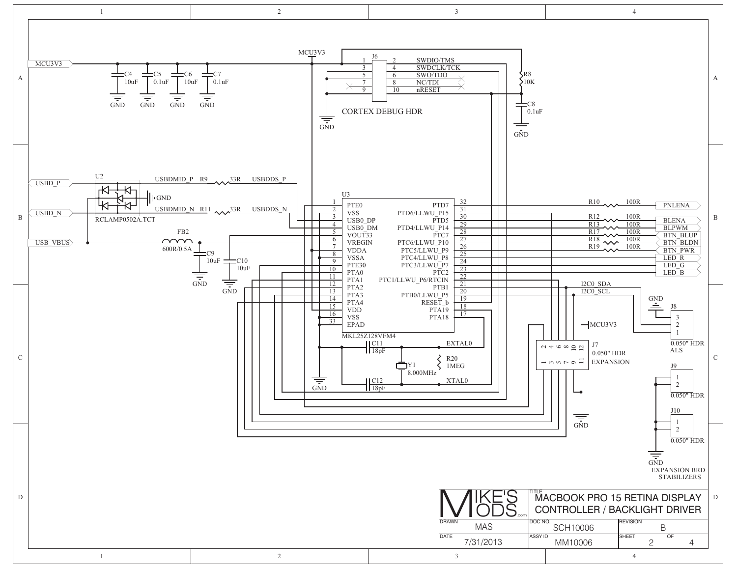# MACBOOK PRO 15 RETINA DISPLAY CONTROLLER / BACKLIGHT DRIVER

## Power (MCU3V3)

- MCU3V3
- C4 10uF — GND
- C5 0.1uF — GND
- C6 10uF — GND
- C7 0.1uF — GND

## J6 — CORTEX DEBUG HDR

| Pin | Signal | Pin | Signal |
|---|---|---|---|
| 1 | MCU3V3 | 2 | SWDIO/TMS |
| 3 | GND | 4 | SWDCLK/TCK |
| 5 | GND | 6 | SWO/TDO |
| 7 | NC | 8 | NC/TDI |
| 9 | GND | 10 | nRESET |

- R8 10K
- C8 0.1uF — GND

## USB

- USBD_P — USBDMID_P — R9 33R — USBDDS_P
- USBD_N — USBDMID_N — R11 33R — USBDDS_N
- U2 RCLAMP0502A.TCT — GND
- USB_VBUS — FB2 600R/0.5A
- C9 10uF — GND
- C10 10uF — GND

## U3 — MKL25Z128VFM4

| Pin | Name | Pin | Name |
|---|---|---|---|
| 1 | PTE0 | 32 | PTD7 |
| 2 | VSS | 31 | PTD6/LLWU_P15 |
| 3 | USB0_DP | 30 | PTD5 |
| 4 | USB0_DM | 29 | PTD4/LLWU_P14 |
| 5 | VOUT33 | 28 | PTC7 |
| 6 | VREGIN | 27 | PTC6/LLWU_P10 |
| 7 | VDDA | 26 | PTC5/LLWU_P9 |
| 8 | VSSA | 25 | PTC4/LLWU_P8 |
| 9 | PTE30 | 24 | PTC3/LLWU_P7 |
| 10 | PTA0 | 23 | PTC2 |
| 11 | PTA1 | 22 | PTC1/LLWU_P6/RTCIN |
| 12 | PTA2 | 21 | PTB1 |
| 13 | PTA3 | 20 | PTB0/LLWU_P5 |
| 14 | PTA4 | 19 | RESET_b |
| 15 | VDD | 18 | PTA19 |
| 16 | VSS | 17 | PTA18 |
| 33 | EPAD | | |

## Outputs

| Resistor | Value | Net |
|---|---|---|
| R10 | 100R | PNLENA |
| R12 | 100R | BLENA |
| R13 | 100R | BLPWM |
| R17 | 100R | BTN_BLUP |
| R18 | 100R | BTN_BLDN |
| R19 | 100R | BTN_PWR |
| | | LED_R |
| | | LED_G |
| | | LED_B |

- I2C0_SDA
- I2C0_SCL

## Clock

- C11 18pF — EXTAL0
- C12 18pF — XTAL0
- Y1 8.000MHz
- R20 1MEG
- GND

## Headers

- J7 0.050" HDR EXPANSION (pins 1–12), MCU3V3, GND
- J8 0.050" HDR ALS (pins 1–3), GND
- J9 0.050" HDR (pins 1–2)
- J10 0.050" HDR (pins 1–2)
- GND — EXPANSION BRD STABILIZERS

| | |
|---|---|
| TITLE | MACBOOK PRO 15 RETINA DISPLAY CONTROLLER / BACKLIGHT DRIVER |
| DRAWN | MAS |
| DOC NO. | SCH10006 |
| REVISION | B |
| DATE | 7/31/2013 |
| ASSY ID | MM10006 |
| SHEET | 2 OF 4 |

MIKE'S MODS.com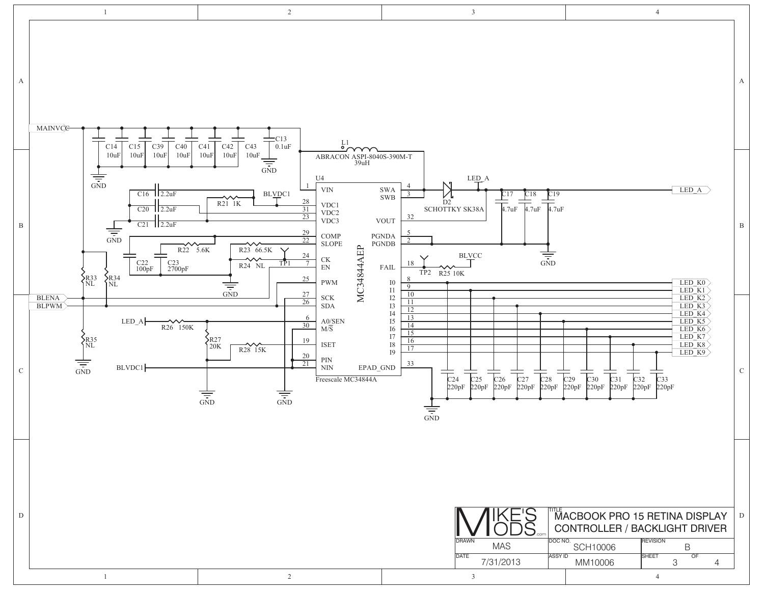# MACBOOK PRO 15 RETINA DISPLAY CONTROLLER / BACKLIGHT DRIVER

MAINVCC

C14 10uF, C15 10uF, C39 10uF, C40 10uF, C41 10uF, C42 10uF, C43 10uF, C13 0.1uF

GND

L1 ABRACON ASPI-8040S-390M-T 39uH

U4 MC34844AEP — Freescale MC34844A

| Pin | Name | Pin | Name |
|---|---|---|---|
| 1 | VIN | 4 | SWA |
| 28 | VDC1 | 3 | SWB |
| 31 | VDC2 | 32 | VOUT |
| 23 | VDC3 | 5 | PGNDA |
| 29 | COMP | 2 | PGNDB |
| 22 | SLOPE | 18 | FAIL |
| 24 | CK | 8 | I0 |
| 7 | EN | 9 | I1 |
| 25 | PWM | 10 | I2 |
| 27 | SCK | 11 | I3 |
| 26 | SDA | 12 | I4 |
| 6 | A0/SEN | 13 | I5 |
| 30 | M/S | 14 | I6 |
| 19 | ISET | 15 | I7 |
| 20 | PIN | 16 | I8 |
| 21 | NIN | 17 | I9 |
| | | 33 | EPAD_GND |

C16 2.2uF, C20 2.2uF, C21 2.2uF, R21 1K, BLVDC1

C22 100pF, C23 2700pF, R22 5.6K, R23 66.5K, R24 NL, TP1

R33 NL, R34 NL, R35 NL

BLENA, BLPWM

LED_A, R26 150K, R27 20K, R28 15K, BLVDC1

D2 SCHOTTKY SK38A, LED_A

C17 4.7uF, C18 4.7uF, C19 4.7uF

TP2, R25 10K, BLVCC

LED_A, LED_K0, LED_K1, LED_K2, LED_K3, LED_K4, LED_K5, LED_K6, LED_K7, LED_K8, LED_K9

C24 220pF, C25 220pF, C26 220pF, C27 220pF, C28 220pF, C29 220pF, C30 220pF, C31 220pF, C32 220pF, C33 220pF

| MIKE'S MODS.com | TITLE: MACBOOK PRO 15 RETINA DISPLAY CONTROLLER / BACKLIGHT DRIVER | |
|---|---|---|
| DRAWN: MAS | DOC NO.: SCH10006 | REVISION: B |
| DATE: 7/31/2013 | ASSY ID: MM10006 | SHEET 3 OF 4 |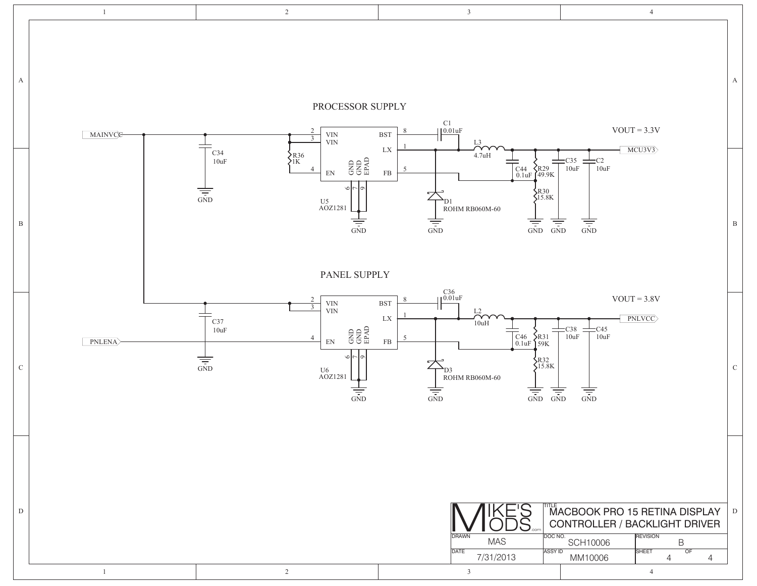PROCESSOR SUPPLY

MAINVCC

C34
10uF

GND

R36
1K

2 VIN
3 VIN
4 EN

U5
AOZ1281

GND GND EPAD
6 7 9

BST 8
LX 1
FB 5

GND

C1
0.01uF

L3
4.7uH

D1
ROHM RB060M-60

GND

C44
0.1uF

R29
49.9K

R30
15.8K

C35
10uF

C2
10uF

GND GND GND

VOUT = 3.3V

MCU3V3

PANEL SUPPLY

C37
10uF

GND

PNLENA

2 VIN
3 VIN
4 EN

U6
AOZ1281

GND GND EPAD
6 7 9

BST 8
LX 1
FB 5

GND

C36
0.01uF

L2
10uH

D3
ROHM RB060M-60

GND

C46
0.1uF

R31
59K

R32
15.8K

C38
10uF

C45
10uF

GND GND GND

VOUT = 3.8V

PNLVCC

| | | | |
|---|---|---|---|
| MIKE'S MODS .com | TITLE MACBOOK PRO 15 RETINA DISPLAY CONTROLLER / BACKLIGHT DRIVER | | |
| DRAWN MAS | DOC NO. SCH10006 | REVISION B | |
| DATE 7/31/2013 | ASSY ID MM10006 | SHEET 4 | OF 4 |